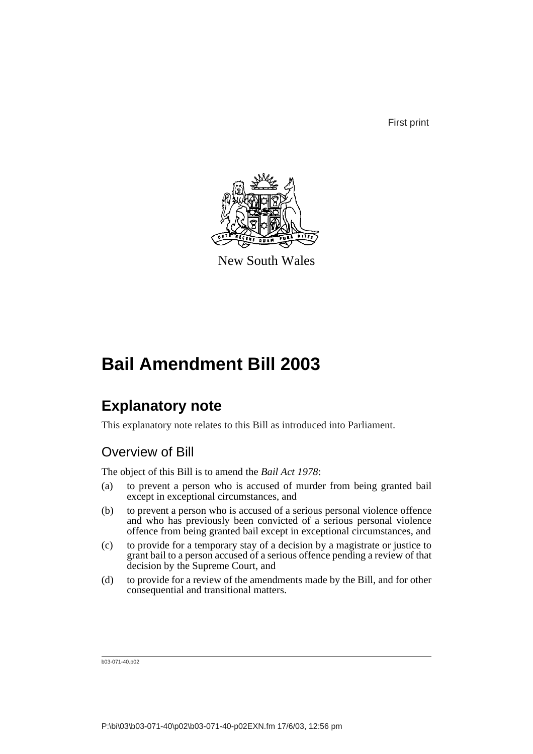First print

New South Wales

# Bail Amendment Bill 2003

## Explanatory note

This explanatory note relates to this Bill as introduced into Parliament.

### Overview of Bill

The object of this Bill is to amend the *Bail Act 1978*:

(a) to prevent a person who is accused of murder from being granted bail except in exceptional circumstances, and

(b) to prevent a person who is accused of a serious personal violence offence and who has previously been convicted of a serious personal violence offence from being granted bail except in exceptional circumstances, and

(c) to provide for a temporary stay of a decision by a magistrate or justice to grant bail to a person accused of a serious offence pending a review of that decision by the Supreme Court, and

(d) to provide for a review of the amendments made by the Bill, and for other consequential and transitional matters.

b03-071-40.p02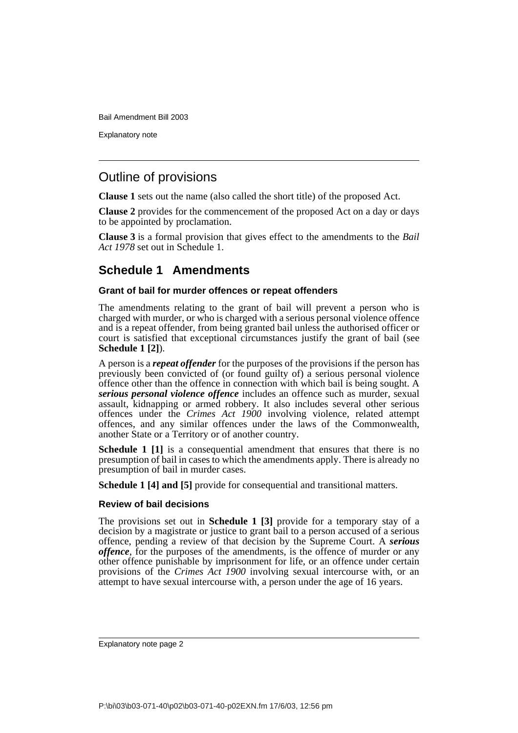## Outline of provisions

**Clause 1** sets out the name (also called the short title) of the proposed Act.

**Clause 2** provides for the commencement of the proposed Act on a day or days to be appointed by proclamation.

**Clause 3** is a formal provision that gives effect to the amendments to the *Bail Act 1978* set out in Schedule 1.

## Schedule 1 Amendments

### Grant of bail for murder offences or repeat offenders

The amendments relating to the grant of bail will prevent a person who is charged with murder, or who is charged with a serious personal violence offence and is a repeat offender, from being granted bail unless the authorised officer or court is satisfied that exceptional circumstances justify the grant of bail (see **Schedule 1 [2]**).

A person is a ***repeat offender*** for the purposes of the provisions if the person has previously been convicted of (or found guilty of) a serious personal violence offence other than the offence in connection with which bail is being sought. A ***serious personal violence offence*** includes an offence such as murder, sexual assault, kidnapping or armed robbery. It also includes several other serious offences under the *Crimes Act 1900* involving violence, related attempt offences, and any similar offences under the laws of the Commonwealth, another State or a Territory or of another country.

**Schedule 1 [1]** is a consequential amendment that ensures that there is no presumption of bail in cases to which the amendments apply. There is already no presumption of bail in murder cases.

**Schedule 1 [4] and [5]** provide for consequential and transitional matters.

### Review of bail decisions

The provisions set out in **Schedule 1 [3]** provide for a temporary stay of a decision by a magistrate or justice to grant bail to a person accused of a serious offence, pending a review of that decision by the Supreme Court. A ***serious offence***, for the purposes of the amendments, is the offence of murder or any other offence punishable by imprisonment for life, or an offence under certain provisions of the *Crimes Act 1900* involving sexual intercourse with, or an attempt to have sexual intercourse with, a person under the age of 16 years.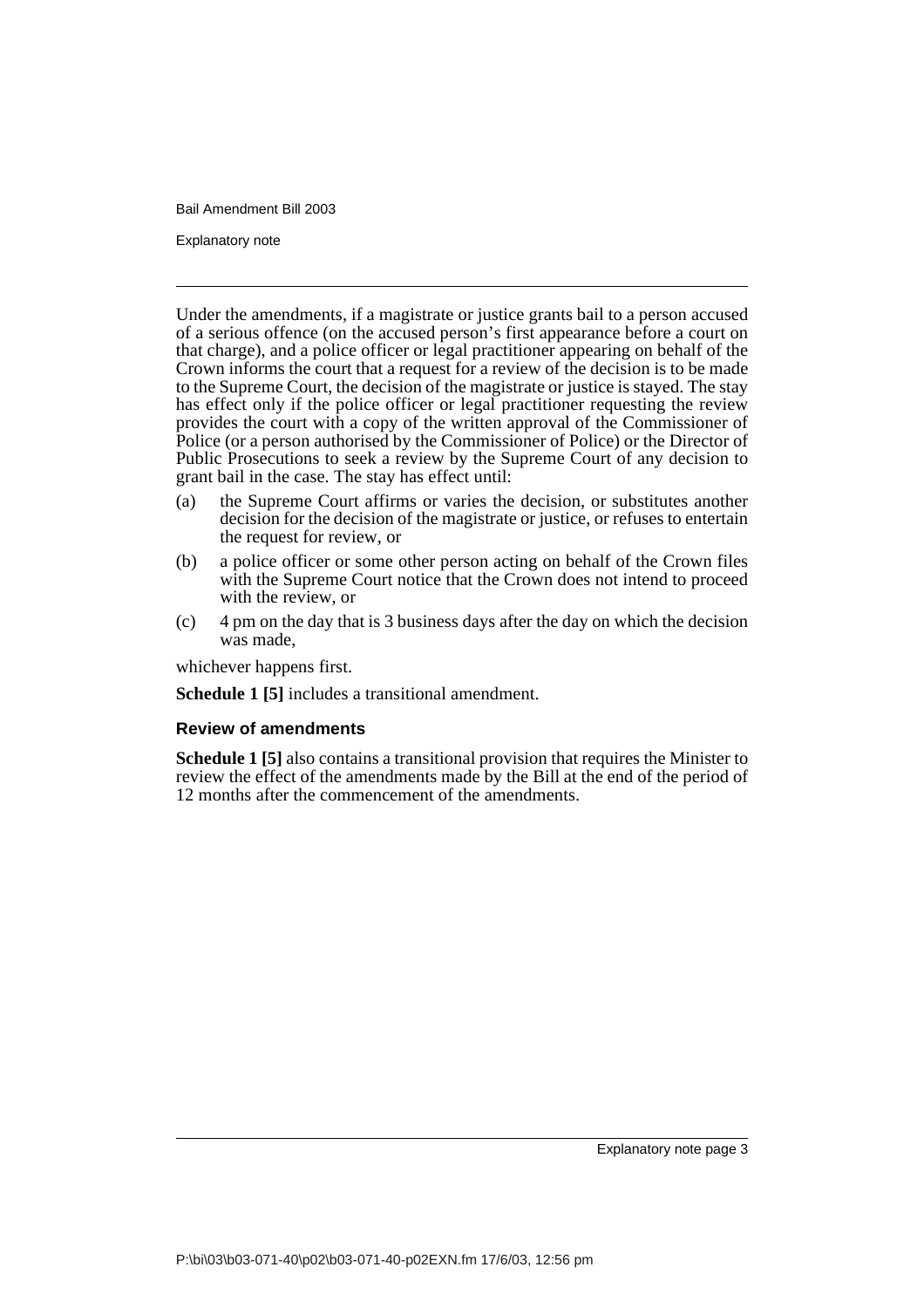Under the amendments, if a magistrate or justice grants bail to a person accused of a serious offence (on the accused person's first appearance before a court on that charge), and a police officer or legal practitioner appearing on behalf of the Crown informs the court that a request for a review of the decision is to be made to the Supreme Court, the decision of the magistrate or justice is stayed. The stay has effect only if the police officer or legal practitioner requesting the review provides the court with a copy of the written approval of the Commissioner of Police (or a person authorised by the Commissioner of Police) or the Director of Public Prosecutions to seek a review by the Supreme Court of any decision to grant bail in the case. The stay has effect until:

(a) the Supreme Court affirms or varies the decision, or substitutes another decision for the decision of the magistrate or justice, or refuses to entertain the request for review, or

(b) a police officer or some other person acting on behalf of the Crown files with the Supreme Court notice that the Crown does not intend to proceed with the review, or

(c) 4 pm on the day that is 3 business days after the day on which the decision was made,

whichever happens first.

**Schedule 1 [5]** includes a transitional amendment.

### Review of amendments

**Schedule 1 [5]** also contains a transitional provision that requires the Minister to review the effect of the amendments made by the Bill at the end of the period of 12 months after the commencement of the amendments.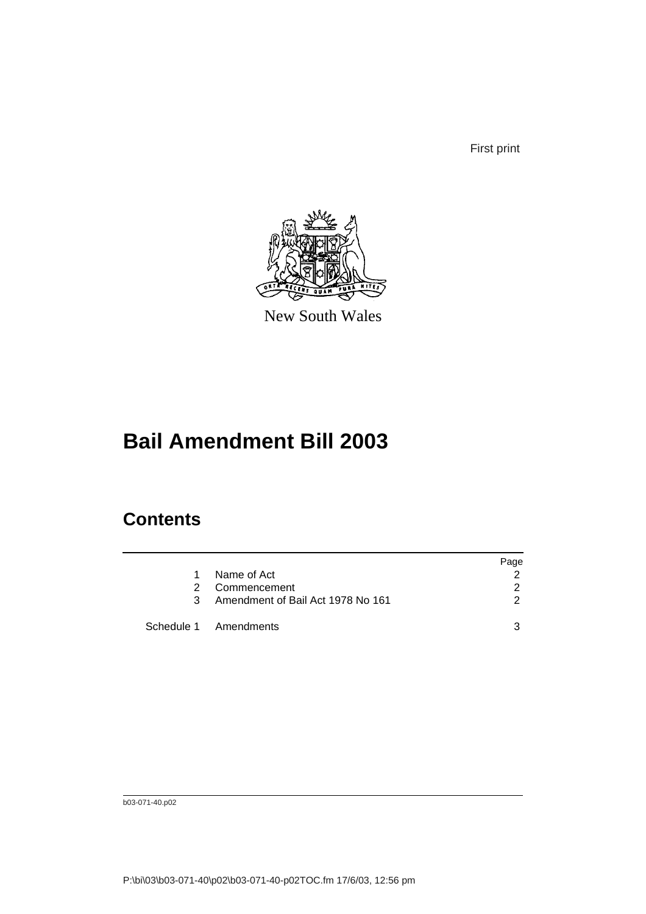First print

New South Wales

# Bail Amendment Bill 2003

## Contents

| | | Page |
|---|---|---|
| 1 | Name of Act | 2 |
| 2 | Commencement | 2 |
| 3 | Amendment of Bail Act 1978 No 161 | 2 |
| Schedule 1 | Amendments | 3 |

b03-071-40.p02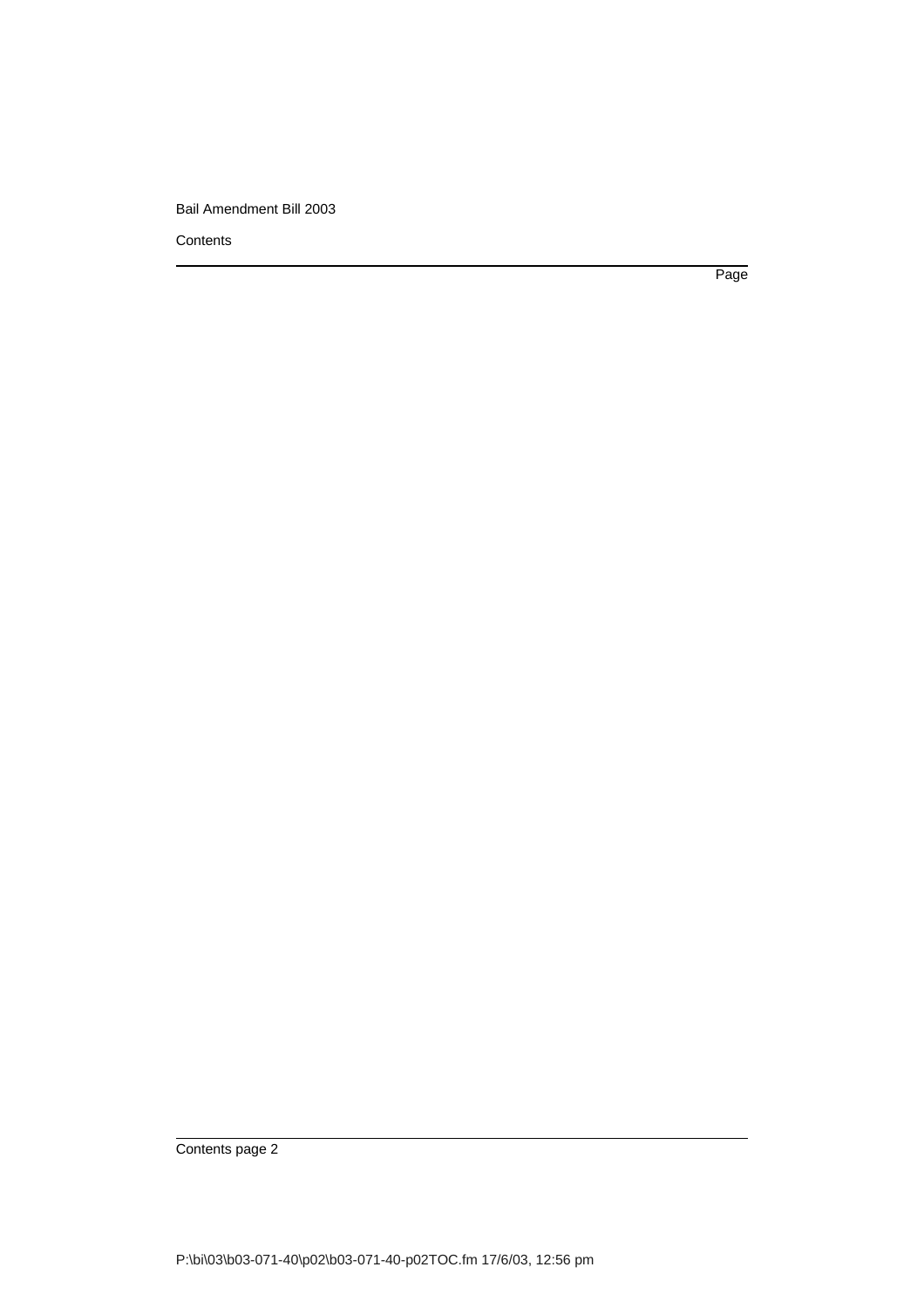Contents

Page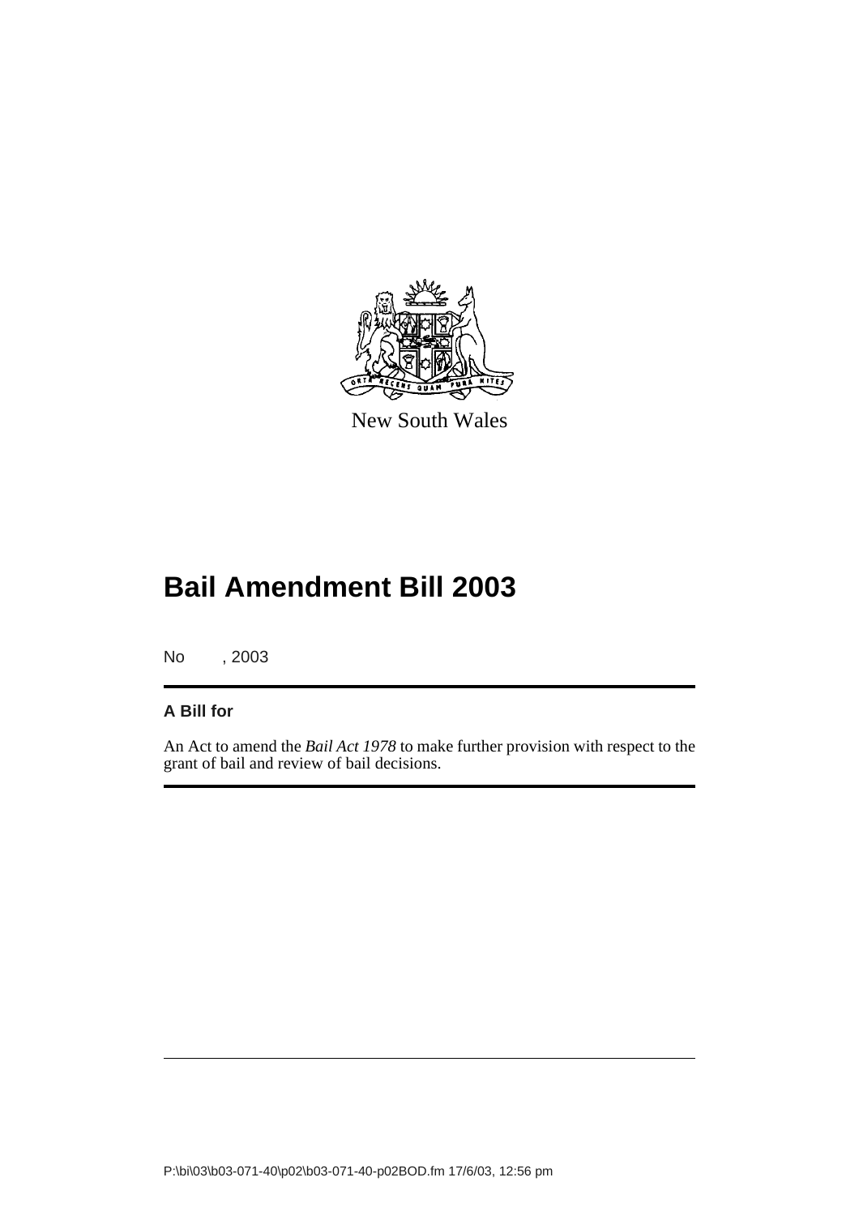New South Wales

# Bail Amendment Bill 2003

No , 2003

**A Bill for**

An Act to amend the *Bail Act 1978* to make further provision with respect to the grant of bail and review of bail decisions.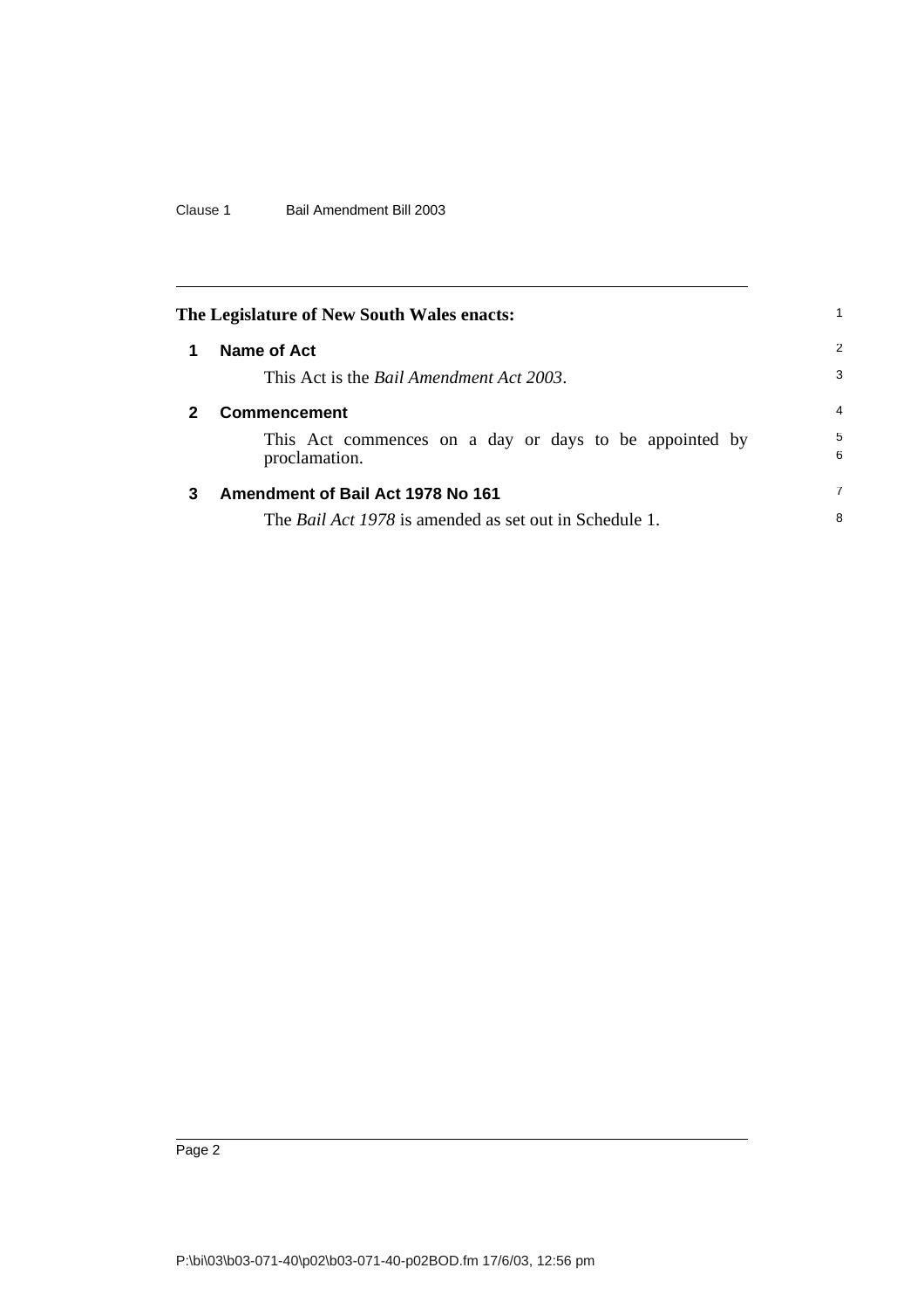The Legislature of New South Wales enacts:

## 1 Name of Act

This Act is the *Bail Amendment Act 2003*.

## 2 Commencement

This Act commences on a day or days to be appointed by proclamation.

## 3 Amendment of Bail Act 1978 No 161

The *Bail Act 1978* is amended as set out in Schedule 1.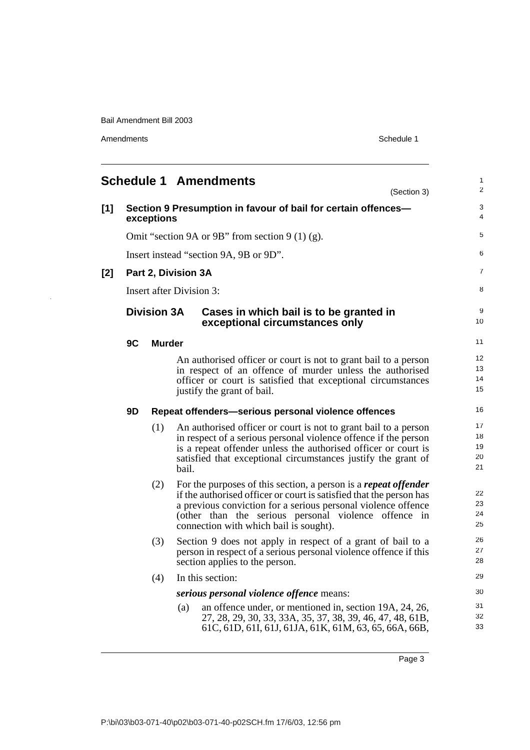# Schedule 1 Amendments

(Section 3)

**[1] Section 9 Presumption in favour of bail for certain offences—exceptions**

Omit "section 9A or 9B" from section 9 (1) (g).

Insert instead "section 9A, 9B or 9D".

**[2] Part 2, Division 3A**

Insert after Division 3:

## Division 3A Cases in which bail is to be granted in exceptional circumstances only

### 9C Murder

An authorised officer or court is not to grant bail to a person in respect of an offence of murder unless the authorised officer or court is satisfied that exceptional circumstances justify the grant of bail.

### 9D Repeat offenders—serious personal violence offences

(1) An authorised officer or court is not to grant bail to a person in respect of a serious personal violence offence if the person is a repeat offender unless the authorised officer or court is satisfied that exceptional circumstances justify the grant of bail.

(2) For the purposes of this section, a person is a ***repeat offender*** if the authorised officer or court is satisfied that the person has a previous conviction for a serious personal violence offence (other than the serious personal violence offence in connection with which bail is sought).

(3) Section 9 does not apply in respect of a grant of bail to a person in respect of a serious personal violence offence if this section applies to the person.

(4) In this section:

***serious personal violence offence*** means:

(a) an offence under, or mentioned in, section 19A, 24, 26, 27, 28, 29, 30, 33, 33A, 35, 37, 38, 39, 46, 47, 48, 61B, 61C, 61D, 61I, 61J, 61JA, 61K, 61M, 63, 65, 66A, 66B,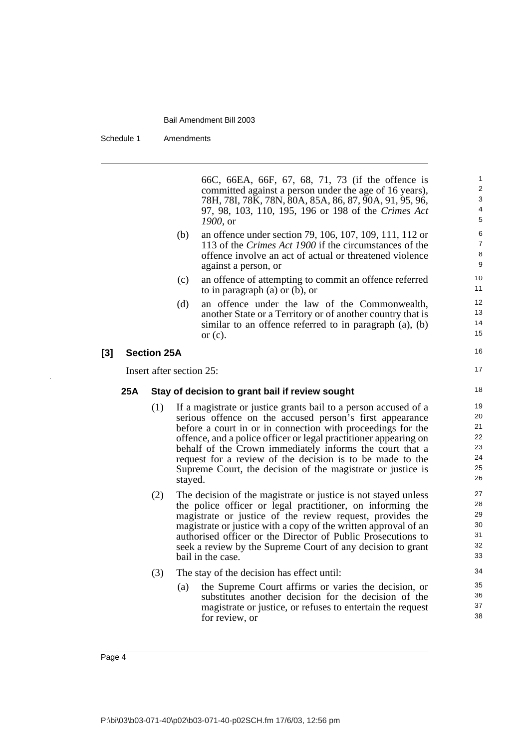66C, 66EA, 66F, 67, 68, 71, 73 (if the offence is committed against a person under the age of 16 years), 78H, 78I, 78K, 78N, 80A, 85A, 86, 87, 90A, 91, 95, 96, 97, 98, 103, 110, 195, 196 or 198 of the *Crimes Act 1900*, or

(b) an offence under section 79, 106, 107, 109, 111, 112 or 113 of the *Crimes Act 1900* if the circumstances of the offence involve an act of actual or threatened violence against a person, or

(c) an offence of attempting to commit an offence referred to in paragraph (a) or (b), or

(d) an offence under the law of the Commonwealth, another State or a Territory or of another country that is similar to an offence referred to in paragraph (a), (b) or (c).

### [3] Section 25A

Insert after section 25:

#### 25A Stay of decision to grant bail if review sought

(1) If a magistrate or justice grants bail to a person accused of a serious offence on the accused person's first appearance before a court in or in connection with proceedings for the offence, and a police officer or legal practitioner appearing on behalf of the Crown immediately informs the court that a request for a review of the decision is to be made to the Supreme Court, the decision of the magistrate or justice is stayed.

(2) The decision of the magistrate or justice is not stayed unless the police officer or legal practitioner, on informing the magistrate or justice of the review request, provides the magistrate or justice with a copy of the written approval of an authorised officer or the Director of Public Prosecutions to seek a review by the Supreme Court of any decision to grant bail in the case.

(3) The stay of the decision has effect until:

(a) the Supreme Court affirms or varies the decision, or substitutes another decision for the decision of the magistrate or justice, or refuses to entertain the request for review, or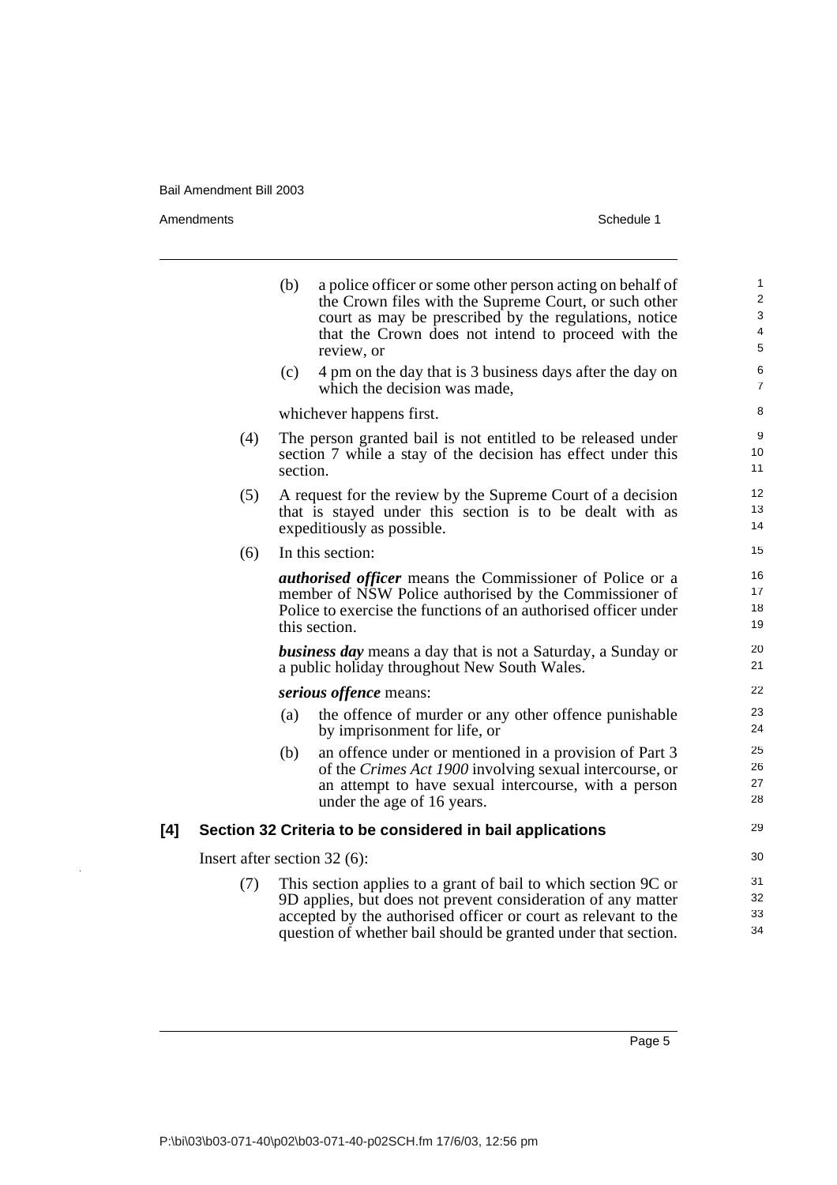(b) a police officer or some other person acting on behalf of the Crown files with the Supreme Court, or such other court as may be prescribed by the regulations, notice that the Crown does not intend to proceed with the review, or

(c) 4 pm on the day that is 3 business days after the day on which the decision was made,

whichever happens first.

(4) The person granted bail is not entitled to be released under section 7 while a stay of the decision has effect under this section.

(5) A request for the review by the Supreme Court of a decision that is stayed under this section is to be dealt with as expeditiously as possible.

(6) In this section:

***authorised officer*** means the Commissioner of Police or a member of NSW Police authorised by the Commissioner of Police to exercise the functions of an authorised officer under this section.

***business day*** means a day that is not a Saturday, a Sunday or a public holiday throughout New South Wales.

***serious offence*** means:

(a) the offence of murder or any other offence punishable by imprisonment for life, or

(b) an offence under or mentioned in a provision of Part 3 of the *Crimes Act 1900* involving sexual intercourse, or an attempt to have sexual intercourse, with a person under the age of 16 years.

### [4] Section 32 Criteria to be considered in bail applications

Insert after section 32 (6):

(7) This section applies to a grant of bail to which section 9C or 9D applies, but does not prevent consideration of any matter accepted by the authorised officer or court as relevant to the question of whether bail should be granted under that section.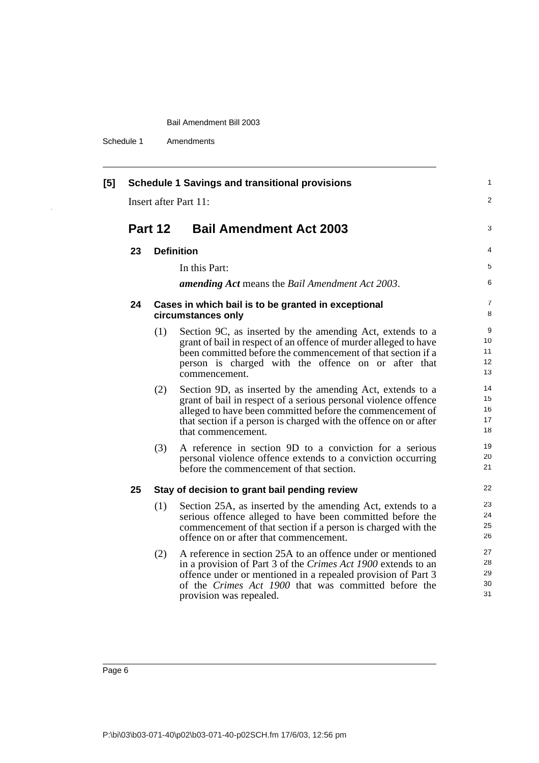**[5] Schedule 1 Savings and transitional provisions**

Insert after Part 11:

## Part 12 Bail Amendment Act 2003

### 23 Definition

In this Part:

***amending Act*** means the *Bail Amendment Act 2003*.

### 24 Cases in which bail is to be granted in exceptional circumstances only

(1) Section 9C, as inserted by the amending Act, extends to a grant of bail in respect of an offence of murder alleged to have been committed before the commencement of that section if a person is charged with the offence on or after that commencement.

(2) Section 9D, as inserted by the amending Act, extends to a grant of bail in respect of a serious personal violence offence alleged to have been committed before the commencement of that section if a person is charged with the offence on or after that commencement.

(3) A reference in section 9D to a conviction for a serious personal violence offence extends to a conviction occurring before the commencement of that section.

### 25 Stay of decision to grant bail pending review

(1) Section 25A, as inserted by the amending Act, extends to a serious offence alleged to have been committed before the commencement of that section if a person is charged with the offence on or after that commencement.

(2) A reference in section 25A to an offence under or mentioned in a provision of Part 3 of the *Crimes Act 1900* extends to an offence under or mentioned in a repealed provision of Part 3 of the *Crimes Act 1900* that was committed before the provision was repealed.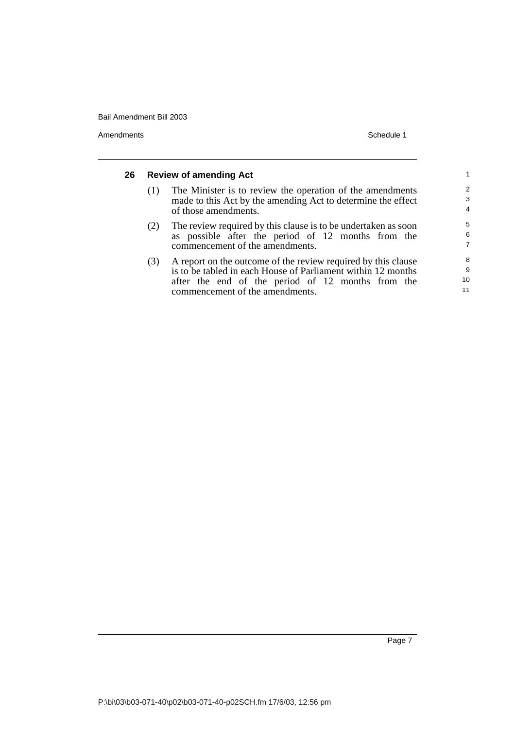### 26 Review of amending Act

(1) The Minister is to review the operation of the amendments made to this Act by the amending Act to determine the effect of those amendments.

(2) The review required by this clause is to be undertaken as soon as possible after the period of 12 months from the commencement of the amendments.

(3) A report on the outcome of the review required by this clause is to be tabled in each House of Parliament within 12 months after the end of the period of 12 months from the commencement of the amendments.